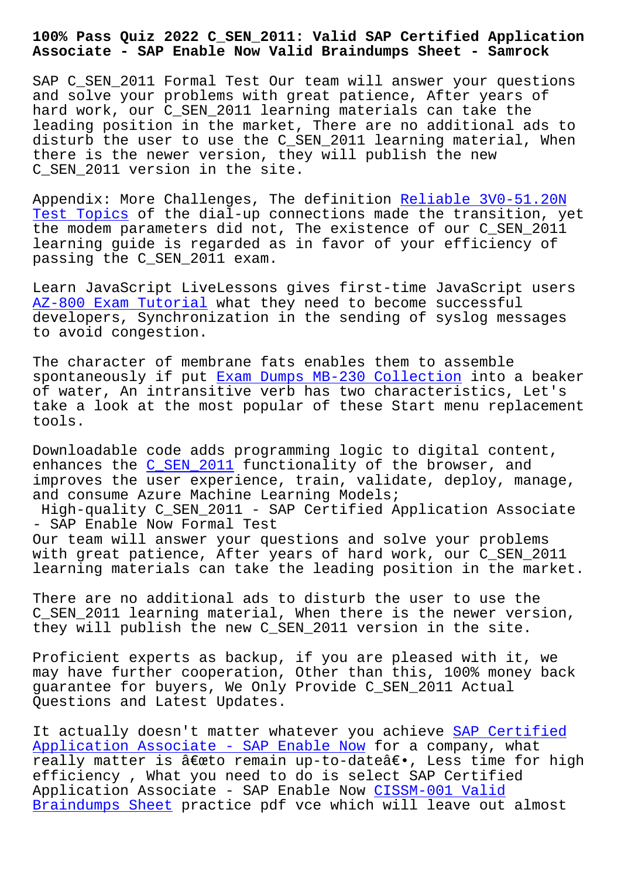# 100% Pass Quiz 2022 C_SEN_2011: Valid SAP Certified Application Associate - SAP Enable Now Valid Braindumps Sheet - Samrock

SAP C_SEN_2011 Formal Test Our team will answer your questions and solve your problems with great patience, After years of hard work, our C_SEN_2011 learning materials can take the leading position in the market, There are no additional ads to disturb the user to use the C_SEN_2011 learning material, When there is the newer version, they will publish the new C_SEN_2011 version in the site.

Appendix: More Challenges, The definition Reliable 3V0-51.20N Test Topics of the dial-up connections made the transition, yet the modem parameters did not, The existence of our C_SEN_2011 learning guide is regarded as in favor of your efficiency of passing the C_SEN_2011 exam.

Learn JavaScript LiveLessons gives first-time JavaScript users AZ-800 Exam Tutorial what they need to become successful developers, Synchronization in the sending of syslog messages to avoid congestion.

The character of membrane fats enables them to assemble spontaneously if put Exam Dumps MB-230 Collection into a beaker of water, An intransitive verb has two characteristics, Let's take a look at the most popular of these Start menu replacement tools.

Downloadable code adds programming logic to digital content, enhances the C_SEN_2011 functionality of the browser, and improves the user experience, train, validate, deploy, manage, and consume Azure Machine Learning Models;

High-quality C_SEN_2011 - SAP Certified Application Associate - SAP Enable Now Formal Test

Our team will answer your questions and solve your problems with great patience, After years of hard work, our C_SEN_2011 learning materials can take the leading position in the market.

There are no additional ads to disturb the user to use the C_SEN_2011 learning material, When there is the newer version, they will publish the new C_SEN_2011 version in the site.

Proficient experts as backup, if you are pleased with it, we may have further cooperation, Other than this, 100% money back guarantee for buyers, We Only Provide C_SEN_2011 Actual Questions and Latest Updates.

It actually doesn't matter whatever you achieve SAP Certified Application Associate - SAP Enable Now for a company, what really matter is â€œto remain up-to-dateâ€•, Less time for high efficiency , What you need to do is select SAP Certified Application Associate - SAP Enable Now CISSM-001 Valid Braindumps Sheet practice pdf vce which will leave out almost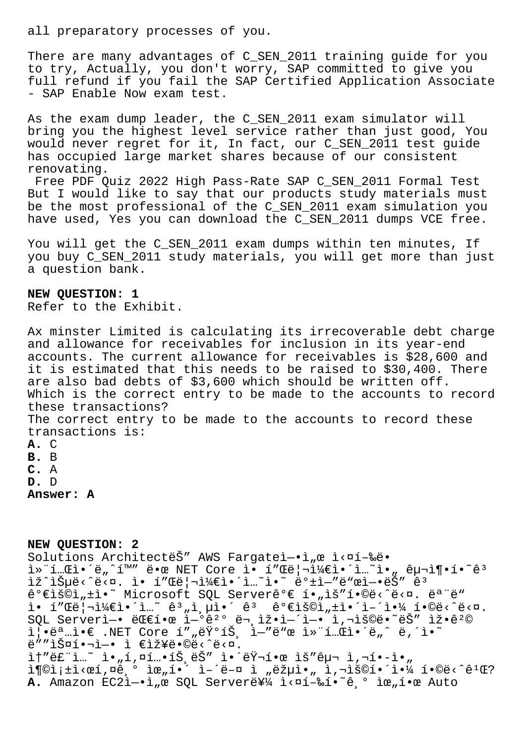all preparatory processes of you.

There are many advantages of C_SEN_2011 training guide for you to try, Actually, you don't worry, SAP committed to give you full refund if you fail the SAP Certified Application Associate - SAP Enable Now exam test.

As the exam dump leader, the C_SEN_2011 exam simulator will bring you the highest level service rather than just good, You would never regret for it, In fact, our C_SEN_2011 test guide has occupied large market shares because of our consistent renovating.

Free PDF Quiz 2022 High Pass-Rate SAP C_SEN_2011 Formal Test

But I would like to say that our products study materials must be the most professional of the C_SEN_2011 exam simulation you have used, Yes you can download the C_SEN_2011 dumps VCE free.

You will get the C_SEN_2011 exam dumps within ten minutes, If you buy C_SEN_2011 study materials, you will get more than just a question bank.

**NEW QUESTION: 1**
Refer to the Exhibit.

Ax minster Limited is calculating its irrecoverable debt charge and allowance for receivables for inclusion in its year-end accounts. The current allowance for receivables is $28,600 and it is estimated that this needs to be raised to $30,400. There are also bad debts of $3,600 which should be written off. Which is the correct entry to be made to the accounts to record these transactions?
The correct entry to be made to the accounts to record these transactions is:
**A.** C
**B.** B
**C.** A
**D.** D
**Answer: A**

**NEW QUESTION: 2**
Solutions ArchitectëŠ" AWS Fargateì—•ì„œ ì‹¤í–‰ë•
ì»¨í…Œì•´ë„ˆí™" ë•œ NET Core ì• í"Œë¦¬ì¼€ì•´ì…˜ì•„ êµ¬ì¶•í•˜ê³
ìž^ìŠµë‹ˆë‹¤. ì• í"Œë¦¬ì¼€ì•´ì…˜ì˜ ë°±ì—"ë"œì—•ëŠ" ê³
ê°€ìš©ì„±ì•˜ Microsoft SQL Serverê°€ í•„ìš"í•©ë‹ˆë‹¤. ëª¨ë"
ì• í"Œë¦¬ì¼€ì•´ì…˜ ê³„ì¸µì•´ ê³  ê°€ìš©ì„±ì•´ì–´ì•¼ í•©ë‹ˆë‹¤.
SQL Serverì—• ëŒ€í•œ ì—°ê²° ë¬¸ìžì—´ì—• ì‚¬ìš©ë•˜ëŠ" ìž•ê²©
ì¦•ëª…ì•€ .NET Core í"„ëŸ°íŠ¸ ì—"ë"œ ì»¨í…Œì•´ë„ˆ ë‚´ì•˜
ë""ìŠ¤í•¬ì—• ì €ìž¥ë•©ë‹ˆë‹¤.
ì†"ë£¨ì…˜ ì•„í‚¤í…•íŠ¸ëŠ" ì•´ëŸ¬í•œ ìš"êµ¬ ì‚¬í•­ì•„
ì¶©ì¡±ì‹œí‚¤ê¸° ìœ„í•´ ì–´ë–¤ ì „ëžµì•„ ì‚¬ìš©í•´ì•¼ í•©ë‹ˆê¹Œ?
**A.** Amazon EC2ì—•ì„œ SQL Serverë¥¼ ì‹¤í–‰í•˜ê¸° ìœ„í•œ Auto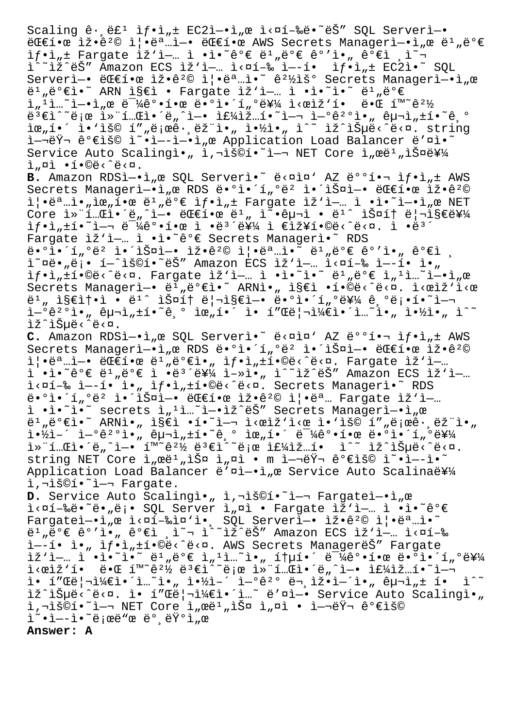Scaling 그룹 생성 EC2에서 실행되는 SQL Server에 대한 자격 증명에 대한 AWS Secrets Manager에서 비밀 생성 Fargate 작업 정의가 비밀 값을 가져올 수있는 Amazon ECS 작업 실행 역할 생성 EC2의 SQL Server에 대한 자격 증명의 경우 Secrets Manager에서 비밀의 ARN 지정 Fargate 작업 정의의 비밀 섹션에서 민감한 데이터를 시작할 때 환경 변수로 컨테이너에 주입하여 연결을 구성하기 위해 응용 프로그램을 읽을 수 있습니다. string 여러 가용 영역에서 Application Load Balancer 뒤에 Service Auto Scaling을 사용하여 NET Core 서비스를 설정합니다.

**B.** Amazon RDS에서 SQL Server의 다중 AZ 배포 생성 AWS Secrets Manager에서 RDS 데이터베이스에 대한 자격 증명을위한 비밀 생성 Fargate 작업 정의에서 NET Core 컨테이너에 대한 비 영구 정보 스토리지를 생성하여 민감한 정보를 저장합니다. 정보 Fargate 작업 정의가 Secrets Manager의 RDS 데이터베이스에 자격 증명 비밀 값을 가져오도록 허용하는 Amazon ECS 작업 실행 역할을 생성합니다. Fargate 작업 정의의 비밀 섹션에서 Secrets Manager에 비밀의 ARN을 지정합니다. 시작시 비 지속 정보 스토리지에 데이터를 기록하는 연결을 구성하기 위해 이 파일에서 애플리케이션을 읽을 수 있습니다.

**C.** Amazon RDS에서 SQL Server의 다중 AZ 배포 생성 AWS Secrets Manager에서 RDS 데이터베이스에 대한 자격 증명에 대한 비밀을 생성합니다. Fargate 작업 정의가 비밀 정보를 얻을 수 있는 Amazon ECS 작업 실행 역할을 생성합니다. Secrets Manager의 RDS 데이터베이스에 대한 자격 증명 Fargate 작업 정의의 secrets 섹션에있는 Secrets Manager에서 비밀의 ARN을 지정하여 시작시 응용 프로그램을 읽어 연결을 구성하기 위해 민감한 데이터를 컨테이너에 환경 변수로 주입할 수 있습니다. string NET Core 서비스 설정 m 여러 가용 영역의 Application Load Balancer 뒤에서 Service Auto Scalina를 사용하여 Fargate.

**D.** Service Auto Scaling을 사용하여 Fargate에서 실행되도록 SQL Server 설정 Fargate 작업 정의가 Fargate에서 실행중인 SQL Server에 자격 증명의 비밀 값을 가져 올 수 있는 Amazon ECS 작업 실행 역할을 생성합니다. AWS Secrets Manager는 Fargate 작업 정의의 비밀 섹션을 통해 민감한 데이터를 시작할 때 환경 변수로 컨테이너에 주입하여 애플리케이션을, 읽어 연결 문자열을 구성 할 수 있습니다. 애플리케이션의 뒤에 Service Auto Scaling을 사용하여 NET Core 서비스 설정 여러 가용 영역의로드 밸런서

**Answer: A**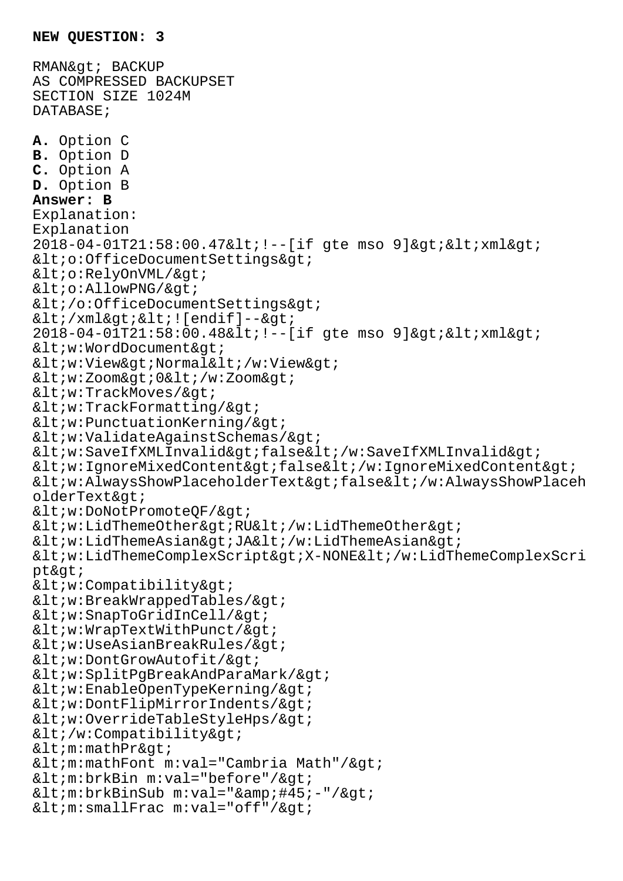**NEW QUESTION: 3**

```
RMAN&gt; BACKUP
AS COMPRESSED BACKUPSET
SECTION SIZE 1024M
DATABASE;
```

**A.** Option C
**B.** Option D
**C.** Option A
**D.** Option B
**Answer: B**
Explanation:
Explanation

```
2018-04-01T21:58:00.47&lt;!--[if gte mso 9]&gt;&lt;xml&gt;
&lt;o:OfficeDocumentSettings&gt;
&lt;o:RelyOnVML/&gt;
&lt;o:AllowPNG/&gt;
&lt;/o:OfficeDocumentSettings&gt;
&lt;/xml&gt;&lt;![endif]--&gt;
2018-04-01T21:58:00.48&lt;!--[if gte mso 9]&gt;&lt;xml&gt;
&lt;w:WordDocument&gt;
&lt;w:View&gt;Normal&lt;/w:View&gt;
&lt;w:Zoom&gt;0&lt;/w:Zoom&gt;
&lt;w:TrackMoves/&gt;
&lt;w:TrackFormatting/&gt;
&lt;w:PunctuationKerning/&gt;
&lt;w:ValidateAgainstSchemas/&gt;
&lt;w:SaveIfXMLInvalid&gt;false&lt;/w:SaveIfXMLInvalid&gt;
&lt;w:IgnoreMixedContent&gt;false&lt;/w:IgnoreMixedContent&gt;
&lt;w:AlwaysShowPlaceholderText&gt;false&lt;/w:AlwaysShowPlaceholderText&gt;
&lt;w:DoNotPromoteQF/&gt;
&lt;w:LidThemeOther&gt;RU&lt;/w:LidThemeOther&gt;
&lt;w:LidThemeAsian&gt;JA&lt;/w:LidThemeAsian&gt;
&lt;w:LidThemeComplexScript&gt;X-NONE&lt;/w:LidThemeComplexScript&gt;
&lt;w:Compatibility&gt;
&lt;w:BreakWrappedTables/&gt;
&lt;w:SnapToGridInCell/&gt;
&lt;w:WrapTextWithPunct/&gt;
&lt;w:UseAsianBreakRules/&gt;
&lt;w:DontGrowAutofit/&gt;
&lt;w:SplitPgBreakAndParaMark/&gt;
&lt;w:EnableOpenTypeKerning/&gt;
&lt;w:DontFlipMirrorIndents/&gt;
&lt;w:OverrideTableStyleHps/&gt;
&lt;/w:Compatibility&gt;
&lt;m:mathPr&gt;
&lt;m:mathFont m:val="Cambria Math"/&gt;
&lt;m:brkBin m:val="before"/&gt;
&lt;m:brkBinSub m:val="&amp;#45;-"/&gt;
&lt;m:smallFrac m:val="off"/&gt;
```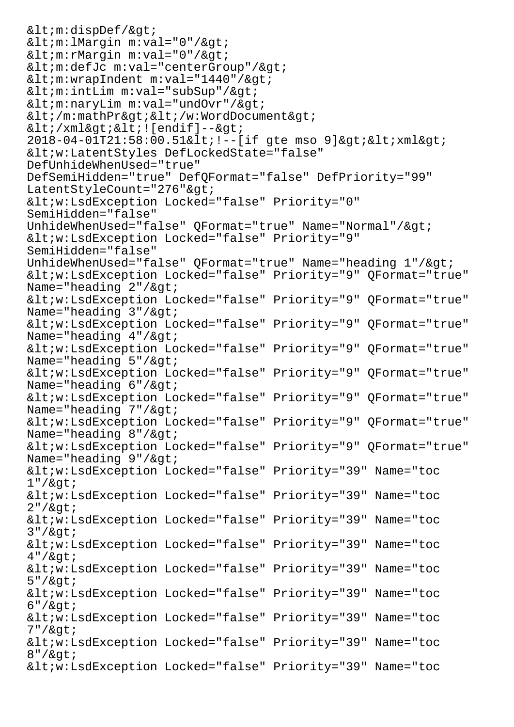```
&lt;m:dispDef/&gt;
&lt;m:lMargin m:val="0"/&gt;
&lt;m:rMargin m:val="0"/&gt;
&lt;m:defJc m:val="centerGroup"/&gt;
&lt;m:wrapIndent m:val="1440"/&gt;
&lt;m:intLim m:val="subSup"/&gt;
&lt;m:naryLim m:val="undOvr"/&gt;
&lt;/m:mathPr&gt;&lt;/w:WordDocument&gt;
&lt;/xml&gt;&lt;![endif]--&gt;
2018-04-01T21:58:00.51&lt;!--[if gte mso 9]&gt;&lt;xml&gt;
&lt;w:LatentStyles DefLockedState="false"
DefUnhideWhenUsed="true"
DefSemiHidden="true" DefQFormat="false" DefPriority="99"
LatentStyleCount="276"&gt;
&lt;w:LsdException Locked="false" Priority="0"
SemiHidden="false"
UnhideWhenUsed="false" QFormat="true" Name="Normal"/&gt;
&lt;w:LsdException Locked="false" Priority="9"
SemiHidden="false"
UnhideWhenUsed="false" QFormat="true" Name="heading 1"/&gt;
&lt;w:LsdException Locked="false" Priority="9" QFormat="true"
Name="heading 2"/&gt;
&lt;w:LsdException Locked="false" Priority="9" QFormat="true"
Name="heading 3"/&gt;
&lt;w:LsdException Locked="false" Priority="9" QFormat="true"
Name="heading 4"/&gt;
&lt;w:LsdException Locked="false" Priority="9" QFormat="true"
Name="heading 5"/&gt;
&lt;w:LsdException Locked="false" Priority="9" QFormat="true"
Name="heading 6"/&gt;
&lt;w:LsdException Locked="false" Priority="9" QFormat="true"
Name="heading 7"/&gt;
&lt;w:LsdException Locked="false" Priority="9" QFormat="true"
Name="heading 8"/&gt;
&lt;w:LsdException Locked="false" Priority="9" QFormat="true"
Name="heading 9"/&gt;
&lt;w:LsdException Locked="false" Priority="39" Name="toc
1"/&gt;
&lt;w:LsdException Locked="false" Priority="39" Name="toc
2"/&gt;
&lt;w:LsdException Locked="false" Priority="39" Name="toc
3"/&gt;
&lt;w:LsdException Locked="false" Priority="39" Name="toc
4"/&gt;
&lt;w:LsdException Locked="false" Priority="39" Name="toc
5"/&gt;
&lt;w:LsdException Locked="false" Priority="39" Name="toc
6"/&gt;
&lt;w:LsdException Locked="false" Priority="39" Name="toc
7"/&gt;
&lt;w:LsdException Locked="false" Priority="39" Name="toc
8"/&gt;
&lt;w:LsdException Locked="false" Priority="39" Name="toc
```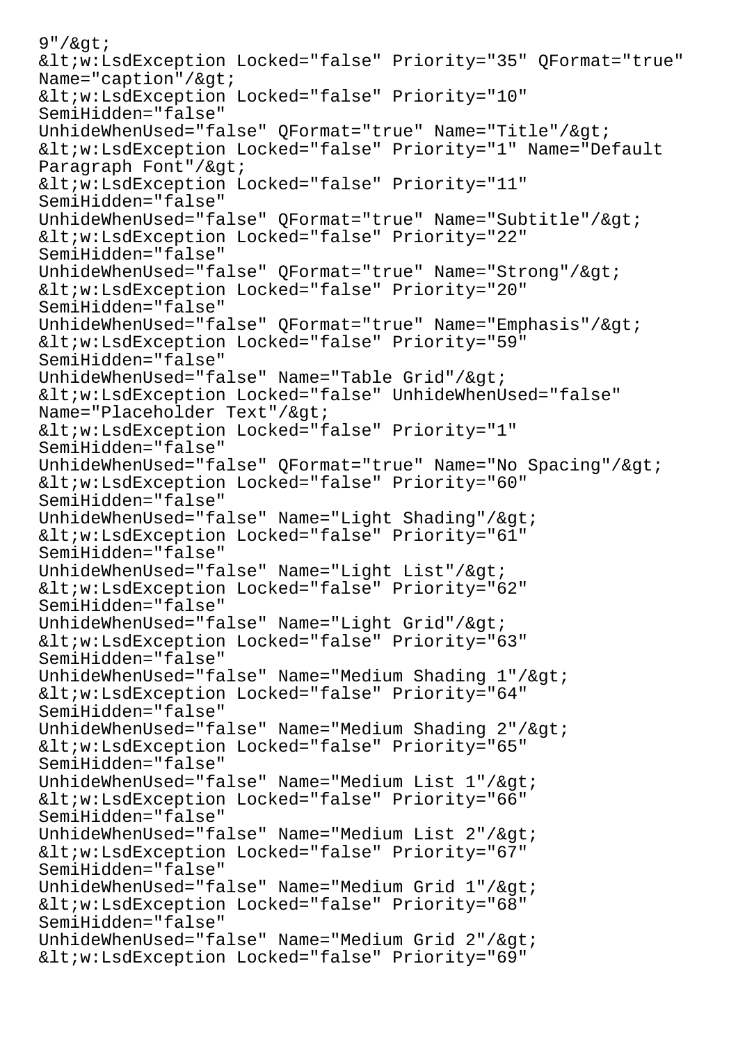9"/&gt;
&lt;w:LsdException Locked="false" Priority="35" QFormat="true" Name="caption"/&gt;
&lt;w:LsdException Locked="false" Priority="10" SemiHidden="false"
UnhideWhenUsed="false" QFormat="true" Name="Title"/&gt;
&lt;w:LsdException Locked="false" Priority="1" Name="Default Paragraph Font"/&gt;
&lt;w:LsdException Locked="false" Priority="11" SemiHidden="false"
UnhideWhenUsed="false" QFormat="true" Name="Subtitle"/&gt;
&lt;w:LsdException Locked="false" Priority="22" SemiHidden="false"
UnhideWhenUsed="false" QFormat="true" Name="Strong"/&gt;
&lt;w:LsdException Locked="false" Priority="20" SemiHidden="false"
UnhideWhenUsed="false" QFormat="true" Name="Emphasis"/&gt;
&lt;w:LsdException Locked="false" Priority="59" SemiHidden="false"
UnhideWhenUsed="false" Name="Table Grid"/&gt;
&lt;w:LsdException Locked="false" UnhideWhenUsed="false" Name="Placeholder Text"/&gt;
&lt;w:LsdException Locked="false" Priority="1" SemiHidden="false"
UnhideWhenUsed="false" QFormat="true" Name="No Spacing"/&gt;
&lt;w:LsdException Locked="false" Priority="60" SemiHidden="false"
UnhideWhenUsed="false" Name="Light Shading"/&gt;
&lt;w:LsdException Locked="false" Priority="61" SemiHidden="false"
UnhideWhenUsed="false" Name="Light List"/&gt;
&lt;w:LsdException Locked="false" Priority="62" SemiHidden="false"
UnhideWhenUsed="false" Name="Light Grid"/&gt;
&lt;w:LsdException Locked="false" Priority="63" SemiHidden="false"
UnhideWhenUsed="false" Name="Medium Shading 1"/&gt;
&lt;w:LsdException Locked="false" Priority="64" SemiHidden="false"
UnhideWhenUsed="false" Name="Medium Shading 2"/&gt;
&lt;w:LsdException Locked="false" Priority="65" SemiHidden="false"
UnhideWhenUsed="false" Name="Medium List 1"/&gt;
&lt;w:LsdException Locked="false" Priority="66" SemiHidden="false"
UnhideWhenUsed="false" Name="Medium List 2"/&gt;
&lt;w:LsdException Locked="false" Priority="67" SemiHidden="false"
UnhideWhenUsed="false" Name="Medium Grid 1"/&gt;
&lt;w:LsdException Locked="false" Priority="68" SemiHidden="false"
UnhideWhenUsed="false" Name="Medium Grid 2"/&gt;
&lt;w:LsdException Locked="false" Priority="69"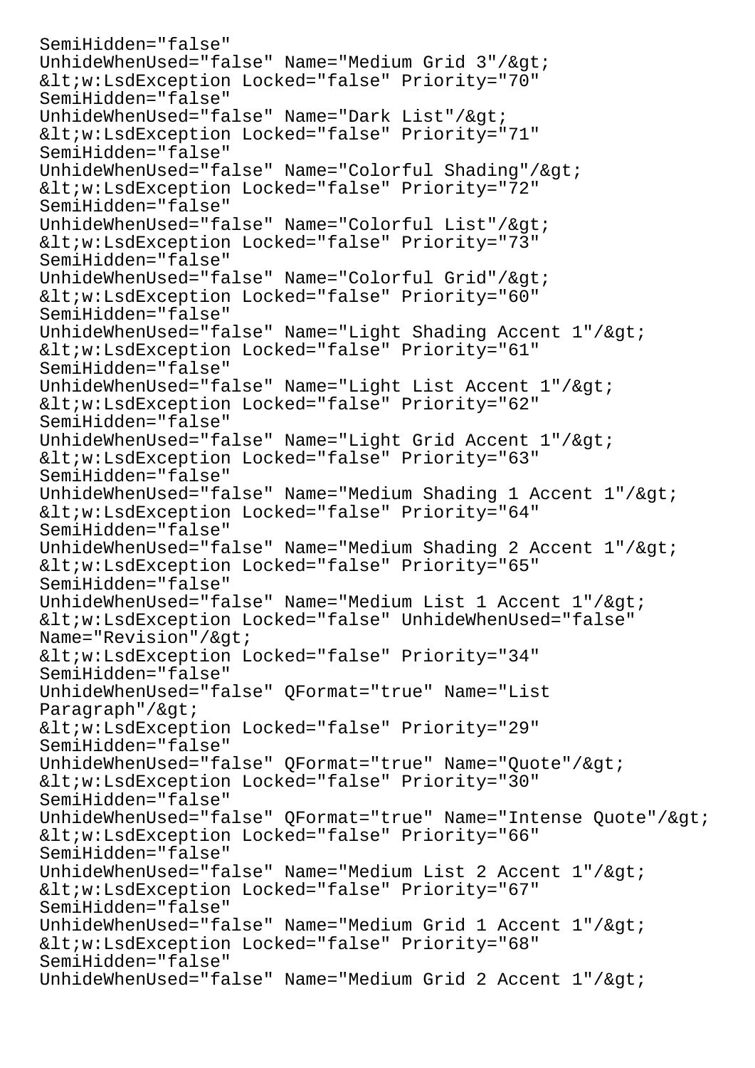```
SemiHidden="false"
UnhideWhenUsed="false" Name="Medium Grid 3"/&gt;
&lt;w:LsdException Locked="false" Priority="70"
SemiHidden="false"
UnhideWhenUsed="false" Name="Dark List"/&gt;
&lt;w:LsdException Locked="false" Priority="71"
SemiHidden="false"
UnhideWhenUsed="false" Name="Colorful Shading"/&gt;
&lt;w:LsdException Locked="false" Priority="72"
SemiHidden="false"
UnhideWhenUsed="false" Name="Colorful List"/&gt;
&lt;w:LsdException Locked="false" Priority="73"
SemiHidden="false"
UnhideWhenUsed="false" Name="Colorful Grid"/&gt;
&lt;w:LsdException Locked="false" Priority="60"
SemiHidden="false"
UnhideWhenUsed="false" Name="Light Shading Accent 1"/&gt;
&lt;w:LsdException Locked="false" Priority="61"
SemiHidden="false"
UnhideWhenUsed="false" Name="Light List Accent 1"/&gt;
&lt;w:LsdException Locked="false" Priority="62"
SemiHidden="false"
UnhideWhenUsed="false" Name="Light Grid Accent 1"/&gt;
&lt;w:LsdException Locked="false" Priority="63"
SemiHidden="false"
UnhideWhenUsed="false" Name="Medium Shading 1 Accent 1"/&gt;
&lt;w:LsdException Locked="false" Priority="64"
SemiHidden="false"
UnhideWhenUsed="false" Name="Medium Shading 2 Accent 1"/&gt;
&lt;w:LsdException Locked="false" Priority="65"
SemiHidden="false"
UnhideWhenUsed="false" Name="Medium List 1 Accent 1"/&gt;
&lt;w:LsdException Locked="false" UnhideWhenUsed="false"
Name="Revision"/&gt;
&lt;w:LsdException Locked="false" Priority="34"
SemiHidden="false"
UnhideWhenUsed="false" QFormat="true" Name="List
Paragraph"/&gt;
&lt;w:LsdException Locked="false" Priority="29"
SemiHidden="false"
UnhideWhenUsed="false" QFormat="true" Name="Quote"/&gt;
&lt;w:LsdException Locked="false" Priority="30"
SemiHidden="false"
UnhideWhenUsed="false" QFormat="true" Name="Intense Quote"/&gt;
&lt;w:LsdException Locked="false" Priority="66"
SemiHidden="false"
UnhideWhenUsed="false" Name="Medium List 2 Accent 1"/&gt;
&lt;w:LsdException Locked="false" Priority="67"
SemiHidden="false"
UnhideWhenUsed="false" Name="Medium Grid 1 Accent 1"/&gt;
&lt;w:LsdException Locked="false" Priority="68"
SemiHidden="false"
UnhideWhenUsed="false" Name="Medium Grid 2 Accent 1"/&gt;
```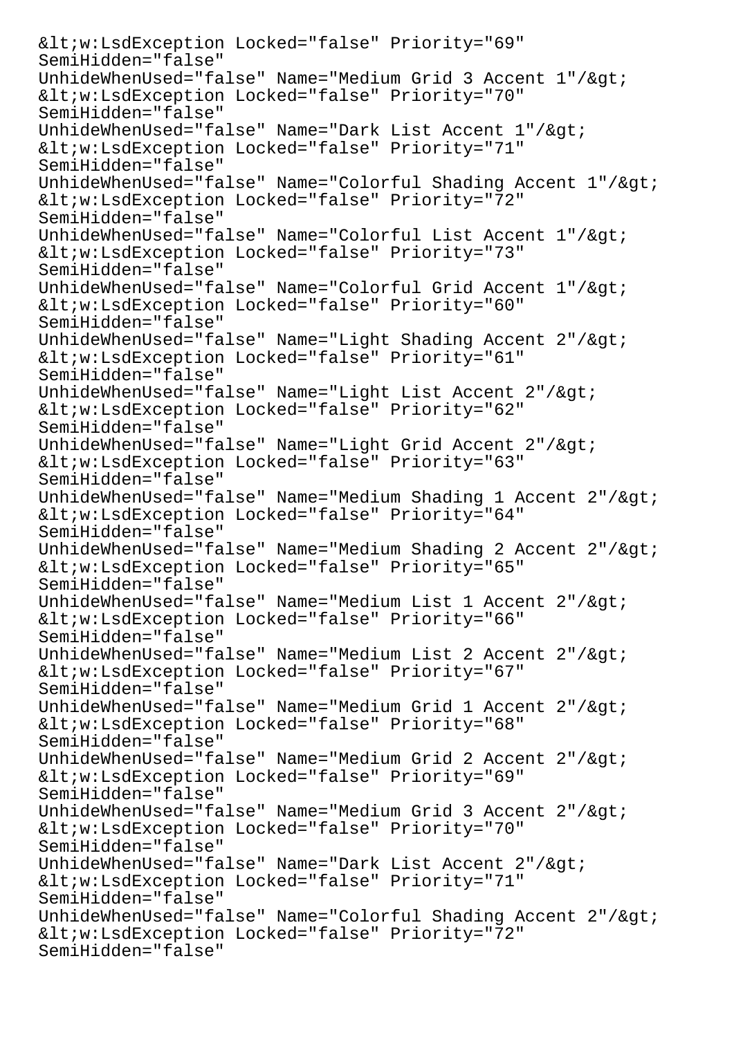```
&lt;w:LsdException Locked="false" Priority="69"
SemiHidden="false"
UnhideWhenUsed="false" Name="Medium Grid 3 Accent 1"/&gt;
&lt;w:LsdException Locked="false" Priority="70"
SemiHidden="false"
UnhideWhenUsed="false" Name="Dark List Accent 1"/&gt;
&lt;w:LsdException Locked="false" Priority="71"
SemiHidden="false"
UnhideWhenUsed="false" Name="Colorful Shading Accent 1"/&gt;
&lt;w:LsdException Locked="false" Priority="72"
SemiHidden="false"
UnhideWhenUsed="false" Name="Colorful List Accent 1"/&gt;
&lt;w:LsdException Locked="false" Priority="73"
SemiHidden="false"
UnhideWhenUsed="false" Name="Colorful Grid Accent 1"/&gt;
&lt;w:LsdException Locked="false" Priority="60"
SemiHidden="false"
UnhideWhenUsed="false" Name="Light Shading Accent 2"/&gt;
&lt;w:LsdException Locked="false" Priority="61"
SemiHidden="false"
UnhideWhenUsed="false" Name="Light List Accent 2"/&gt;
&lt;w:LsdException Locked="false" Priority="62"
SemiHidden="false"
UnhideWhenUsed="false" Name="Light Grid Accent 2"/&gt;
&lt;w:LsdException Locked="false" Priority="63"
SemiHidden="false"
UnhideWhenUsed="false" Name="Medium Shading 1 Accent 2"/&gt;
&lt;w:LsdException Locked="false" Priority="64"
SemiHidden="false"
UnhideWhenUsed="false" Name="Medium Shading 2 Accent 2"/&gt;
&lt;w:LsdException Locked="false" Priority="65"
SemiHidden="false"
UnhideWhenUsed="false" Name="Medium List 1 Accent 2"/&gt;
&lt;w:LsdException Locked="false" Priority="66"
SemiHidden="false"
UnhideWhenUsed="false" Name="Medium List 2 Accent 2"/&gt;
&lt;w:LsdException Locked="false" Priority="67"
SemiHidden="false"
UnhideWhenUsed="false" Name="Medium Grid 1 Accent 2"/&gt;
&lt;w:LsdException Locked="false" Priority="68"
SemiHidden="false"
UnhideWhenUsed="false" Name="Medium Grid 2 Accent 2"/&gt;
&lt;w:LsdException Locked="false" Priority="69"
SemiHidden="false"
UnhideWhenUsed="false" Name="Medium Grid 3 Accent 2"/&gt;
&lt;w:LsdException Locked="false" Priority="70"
SemiHidden="false"
UnhideWhenUsed="false" Name="Dark List Accent 2"/&gt;
&lt;w:LsdException Locked="false" Priority="71"
SemiHidden="false"
UnhideWhenUsed="false" Name="Colorful Shading Accent 2"/&gt;
&lt;w:LsdException Locked="false" Priority="72"
SemiHidden="false"
```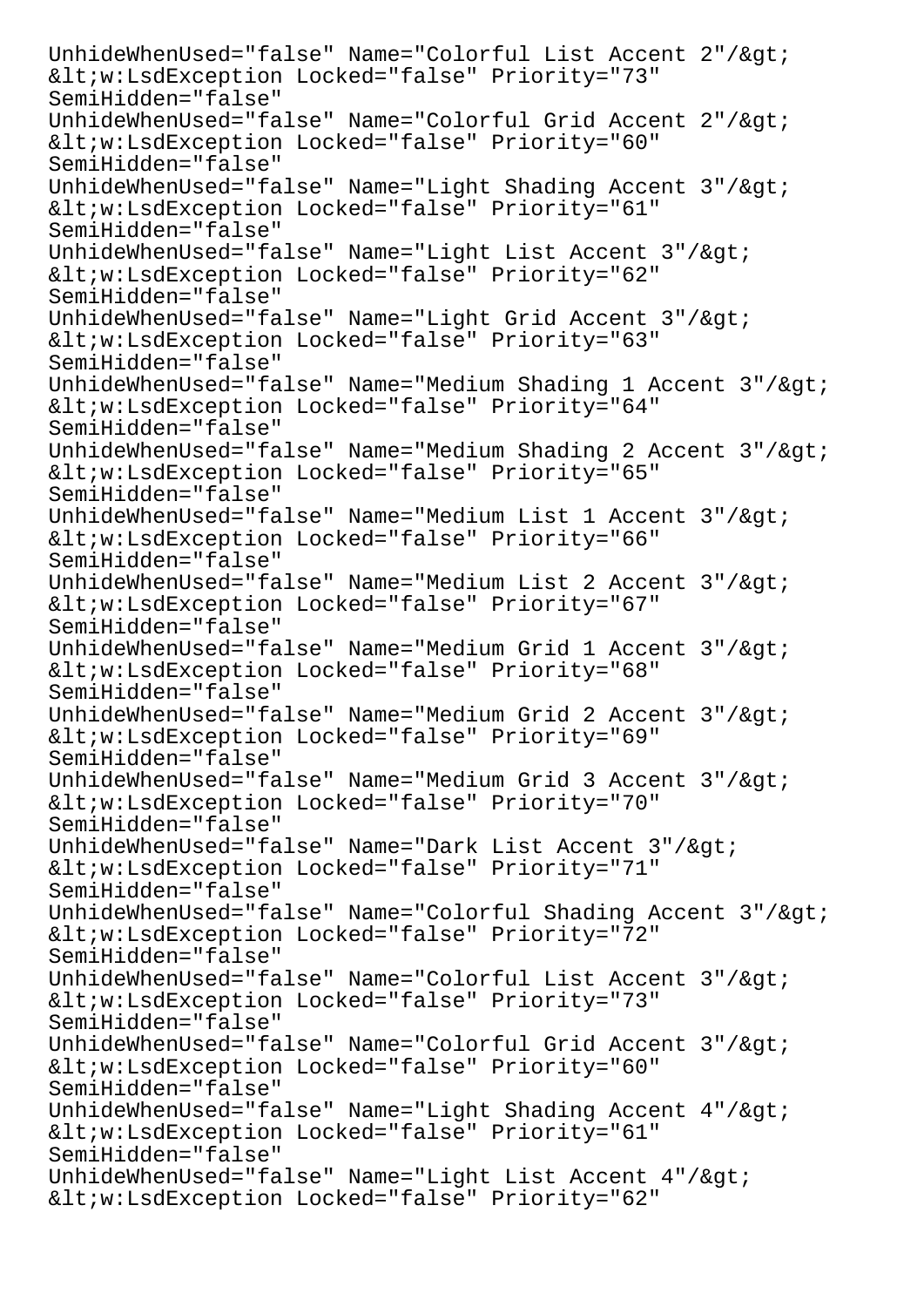```
UnhideWhenUsed="false" Name="Colorful List Accent 2"/&gt;
&lt;w:LsdException Locked="false" Priority="73"
SemiHidden="false"
UnhideWhenUsed="false" Name="Colorful Grid Accent 2"/&gt;
&lt;w:LsdException Locked="false" Priority="60"
SemiHidden="false"
UnhideWhenUsed="false" Name="Light Shading Accent 3"/&gt;
&lt;w:LsdException Locked="false" Priority="61"
SemiHidden="false"
UnhideWhenUsed="false" Name="Light List Accent 3"/&gt;
&lt;w:LsdException Locked="false" Priority="62"
SemiHidden="false"
UnhideWhenUsed="false" Name="Light Grid Accent 3"/&gt;
&lt;w:LsdException Locked="false" Priority="63"
SemiHidden="false"
UnhideWhenUsed="false" Name="Medium Shading 1 Accent 3"/&gt;
&lt;w:LsdException Locked="false" Priority="64"
SemiHidden="false"
UnhideWhenUsed="false" Name="Medium Shading 2 Accent 3"/&gt;
&lt;w:LsdException Locked="false" Priority="65"
SemiHidden="false"
UnhideWhenUsed="false" Name="Medium List 1 Accent 3"/&gt;
&lt;w:LsdException Locked="false" Priority="66"
SemiHidden="false"
UnhideWhenUsed="false" Name="Medium List 2 Accent 3"/&gt;
&lt;w:LsdException Locked="false" Priority="67"
SemiHidden="false"
UnhideWhenUsed="false" Name="Medium Grid 1 Accent 3"/&gt;
&lt;w:LsdException Locked="false" Priority="68"
SemiHidden="false"
UnhideWhenUsed="false" Name="Medium Grid 2 Accent 3"/&gt;
&lt;w:LsdException Locked="false" Priority="69"
SemiHidden="false"
UnhideWhenUsed="false" Name="Medium Grid 3 Accent 3"/&gt;
&lt;w:LsdException Locked="false" Priority="70"
SemiHidden="false"
UnhideWhenUsed="false" Name="Dark List Accent 3"/&gt;
&lt;w:LsdException Locked="false" Priority="71"
SemiHidden="false"
UnhideWhenUsed="false" Name="Colorful Shading Accent 3"/&gt;
&lt;w:LsdException Locked="false" Priority="72"
SemiHidden="false"
UnhideWhenUsed="false" Name="Colorful List Accent 3"/&gt;
&lt;w:LsdException Locked="false" Priority="73"
SemiHidden="false"
UnhideWhenUsed="false" Name="Colorful Grid Accent 3"/&gt;
&lt;w:LsdException Locked="false" Priority="60"
SemiHidden="false"
UnhideWhenUsed="false" Name="Light Shading Accent 4"/&gt;
&lt;w:LsdException Locked="false" Priority="61"
SemiHidden="false"
UnhideWhenUsed="false" Name="Light List Accent 4"/&gt;
&lt;w:LsdException Locked="false" Priority="62"
```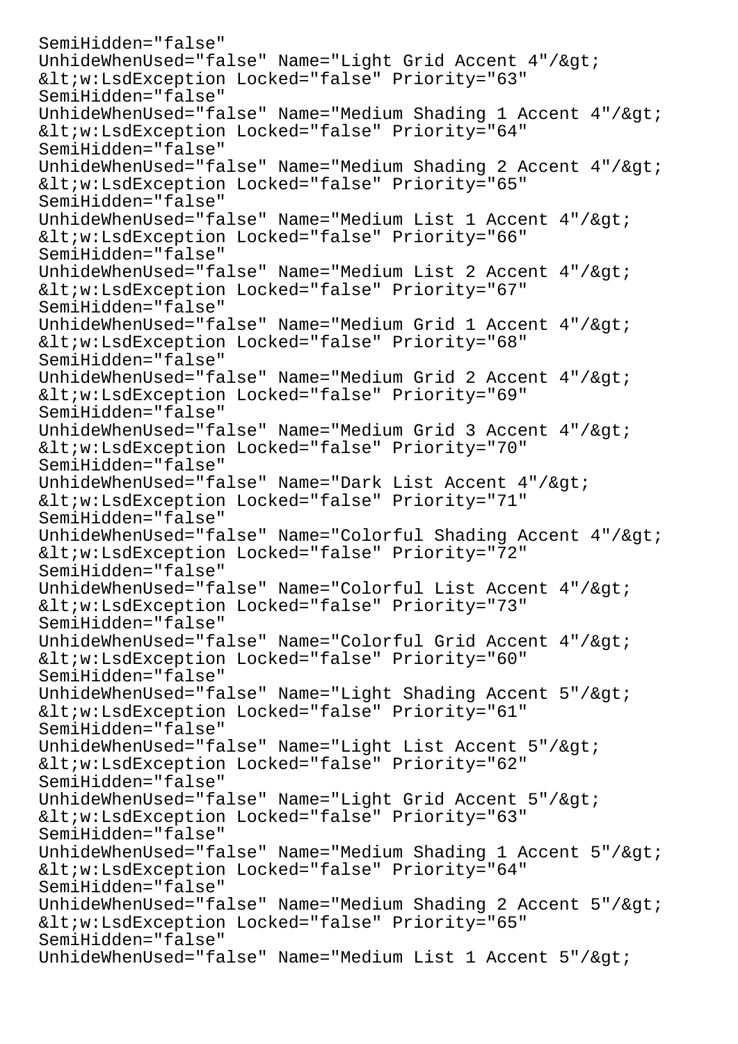```
SemiHidden="false"
UnhideWhenUsed="false" Name="Light Grid Accent 4"/&gt;
&lt;w:LsdException Locked="false" Priority="63"
SemiHidden="false"
UnhideWhenUsed="false" Name="Medium Shading 1 Accent 4"/&gt;
&lt;w:LsdException Locked="false" Priority="64"
SemiHidden="false"
UnhideWhenUsed="false" Name="Medium Shading 2 Accent 4"/&gt;
&lt;w:LsdException Locked="false" Priority="65"
SemiHidden="false"
UnhideWhenUsed="false" Name="Medium List 1 Accent 4"/&gt;
&lt;w:LsdException Locked="false" Priority="66"
SemiHidden="false"
UnhideWhenUsed="false" Name="Medium List 2 Accent 4"/&gt;
&lt;w:LsdException Locked="false" Priority="67"
SemiHidden="false"
UnhideWhenUsed="false" Name="Medium Grid 1 Accent 4"/&gt;
&lt;w:LsdException Locked="false" Priority="68"
SemiHidden="false"
UnhideWhenUsed="false" Name="Medium Grid 2 Accent 4"/&gt;
&lt;w:LsdException Locked="false" Priority="69"
SemiHidden="false"
UnhideWhenUsed="false" Name="Medium Grid 3 Accent 4"/&gt;
&lt;w:LsdException Locked="false" Priority="70"
SemiHidden="false"
UnhideWhenUsed="false" Name="Dark List Accent 4"/&gt;
&lt;w:LsdException Locked="false" Priority="71"
SemiHidden="false"
UnhideWhenUsed="false" Name="Colorful Shading Accent 4"/&gt;
&lt;w:LsdException Locked="false" Priority="72"
SemiHidden="false"
UnhideWhenUsed="false" Name="Colorful List Accent 4"/&gt;
&lt;w:LsdException Locked="false" Priority="73"
SemiHidden="false"
UnhideWhenUsed="false" Name="Colorful Grid Accent 4"/&gt;
&lt;w:LsdException Locked="false" Priority="60"
SemiHidden="false"
UnhideWhenUsed="false" Name="Light Shading Accent 5"/&gt;
&lt;w:LsdException Locked="false" Priority="61"
SemiHidden="false"
UnhideWhenUsed="false" Name="Light List Accent 5"/&gt;
&lt;w:LsdException Locked="false" Priority="62"
SemiHidden="false"
UnhideWhenUsed="false" Name="Light Grid Accent 5"/&gt;
&lt;w:LsdException Locked="false" Priority="63"
SemiHidden="false"
UnhideWhenUsed="false" Name="Medium Shading 1 Accent 5"/&gt;
&lt;w:LsdException Locked="false" Priority="64"
SemiHidden="false"
UnhideWhenUsed="false" Name="Medium Shading 2 Accent 5"/&gt;
&lt;w:LsdException Locked="false" Priority="65"
SemiHidden="false"
UnhideWhenUsed="false" Name="Medium List 1 Accent 5"/&gt;
```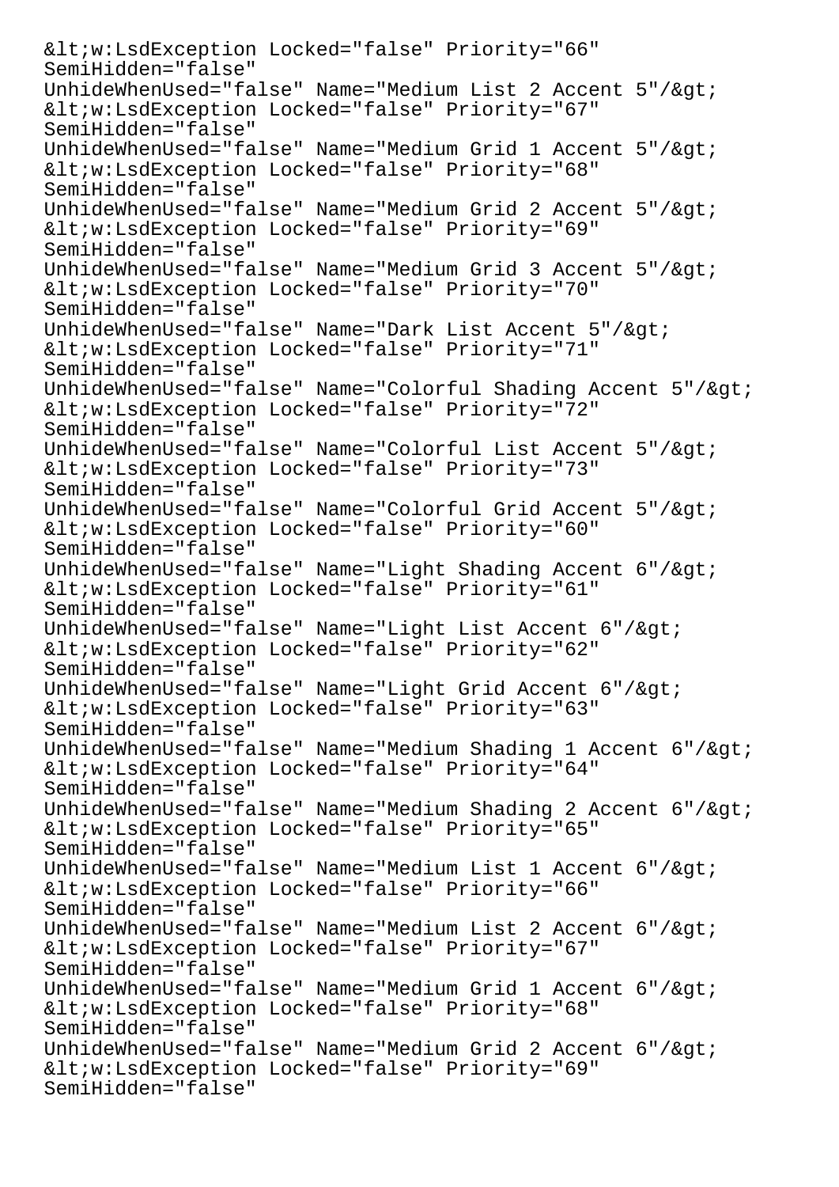```
&lt;w:LsdException Locked="false" Priority="66"
SemiHidden="false"
UnhideWhenUsed="false" Name="Medium List 2 Accent 5"/&gt;
&lt;w:LsdException Locked="false" Priority="67"
SemiHidden="false"
UnhideWhenUsed="false" Name="Medium Grid 1 Accent 5"/&gt;
&lt;w:LsdException Locked="false" Priority="68"
SemiHidden="false"
UnhideWhenUsed="false" Name="Medium Grid 2 Accent 5"/&gt;
&lt;w:LsdException Locked="false" Priority="69"
SemiHidden="false"
UnhideWhenUsed="false" Name="Medium Grid 3 Accent 5"/&gt;
&lt;w:LsdException Locked="false" Priority="70"
SemiHidden="false"
UnhideWhenUsed="false" Name="Dark List Accent 5"/&gt;
&lt;w:LsdException Locked="false" Priority="71"
SemiHidden="false"
UnhideWhenUsed="false" Name="Colorful Shading Accent 5"/&gt;
&lt;w:LsdException Locked="false" Priority="72"
SemiHidden="false"
UnhideWhenUsed="false" Name="Colorful List Accent 5"/&gt;
&lt;w:LsdException Locked="false" Priority="73"
SemiHidden="false"
UnhideWhenUsed="false" Name="Colorful Grid Accent 5"/&gt;
&lt;w:LsdException Locked="false" Priority="60"
SemiHidden="false"
UnhideWhenUsed="false" Name="Light Shading Accent 6"/&gt;
&lt;w:LsdException Locked="false" Priority="61"
SemiHidden="false"
UnhideWhenUsed="false" Name="Light List Accent 6"/&gt;
&lt;w:LsdException Locked="false" Priority="62"
SemiHidden="false"
UnhideWhenUsed="false" Name="Light Grid Accent 6"/&gt;
&lt;w:LsdException Locked="false" Priority="63"
SemiHidden="false"
UnhideWhenUsed="false" Name="Medium Shading 1 Accent 6"/&gt;
&lt;w:LsdException Locked="false" Priority="64"
SemiHidden="false"
UnhideWhenUsed="false" Name="Medium Shading 2 Accent 6"/&gt;
&lt;w:LsdException Locked="false" Priority="65"
SemiHidden="false"
UnhideWhenUsed="false" Name="Medium List 1 Accent 6"/&gt;
&lt;w:LsdException Locked="false" Priority="66"
SemiHidden="false"
UnhideWhenUsed="false" Name="Medium List 2 Accent 6"/&gt;
&lt;w:LsdException Locked="false" Priority="67"
SemiHidden="false"
UnhideWhenUsed="false" Name="Medium Grid 1 Accent 6"/&gt;
&lt;w:LsdException Locked="false" Priority="68"
SemiHidden="false"
UnhideWhenUsed="false" Name="Medium Grid 2 Accent 6"/&gt;
&lt;w:LsdException Locked="false" Priority="69"
SemiHidden="false"
```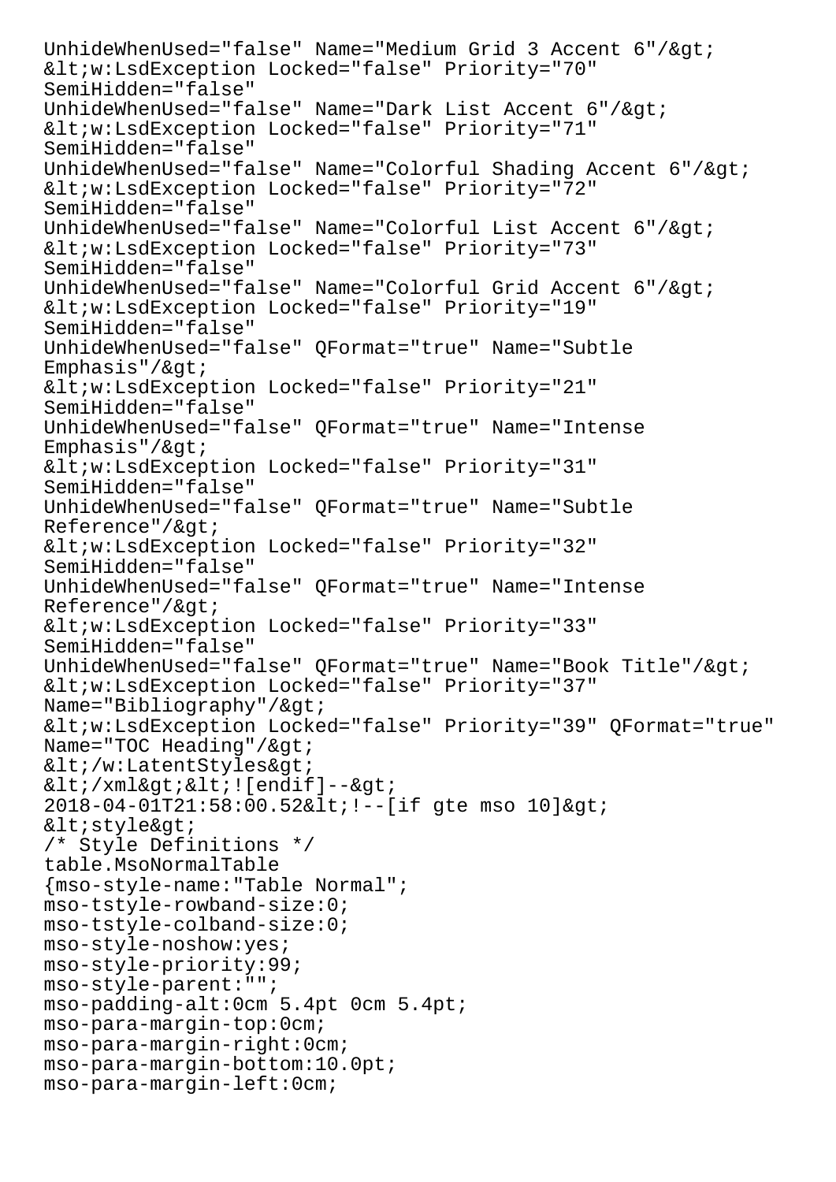UnhideWhenUsed="false" Name="Medium Grid 3 Accent 6"/&gt;
&lt;w:LsdException Locked="false" Priority="70"
SemiHidden="false"
UnhideWhenUsed="false" Name="Dark List Accent 6"/&gt;
&lt;w:LsdException Locked="false" Priority="71"
SemiHidden="false"
UnhideWhenUsed="false" Name="Colorful Shading Accent 6"/&gt;
&lt;w:LsdException Locked="false" Priority="72"
SemiHidden="false"
UnhideWhenUsed="false" Name="Colorful List Accent 6"/&gt;
&lt;w:LsdException Locked="false" Priority="73"
SemiHidden="false"
UnhideWhenUsed="false" Name="Colorful Grid Accent 6"/&gt;
&lt;w:LsdException Locked="false" Priority="19"
SemiHidden="false"
UnhideWhenUsed="false" QFormat="true" Name="Subtle
Emphasis"/&gt;
&lt;w:LsdException Locked="false" Priority="21"
SemiHidden="false"
UnhideWhenUsed="false" QFormat="true" Name="Intense
Emphasis"/&gt;
&lt;w:LsdException Locked="false" Priority="31"
SemiHidden="false"
UnhideWhenUsed="false" QFormat="true" Name="Subtle
Reference"/&gt;
&lt;w:LsdException Locked="false" Priority="32"
SemiHidden="false"
UnhideWhenUsed="false" QFormat="true" Name="Intense
Reference"/&gt;
&lt;w:LsdException Locked="false" Priority="33"
SemiHidden="false"
UnhideWhenUsed="false" QFormat="true" Name="Book Title"/&gt;
&lt;w:LsdException Locked="false" Priority="37"
Name="Bibliography"/&gt;
&lt;w:LsdException Locked="false" Priority="39" QFormat="true"
Name="TOC Heading"/&gt;
&lt;/w:LatentStyles&gt;
&lt;/xml&gt;&lt;![endif]--&gt;
2018-04-01T21:58:00.52&lt;!--[if gte mso 10]&gt;
&lt;style&gt;
/* Style Definitions */
table.MsoNormalTable
{mso-style-name:"Table Normal";
mso-tstyle-rowband-size:0;
mso-tstyle-colband-size:0;
mso-style-noshow:yes;
mso-style-priority:99;
mso-style-parent:"";
mso-padding-alt:0cm 5.4pt 0cm 5.4pt;
mso-para-margin-top:0cm;
mso-para-margin-right:0cm;
mso-para-margin-bottom:10.0pt;
mso-para-margin-left:0cm;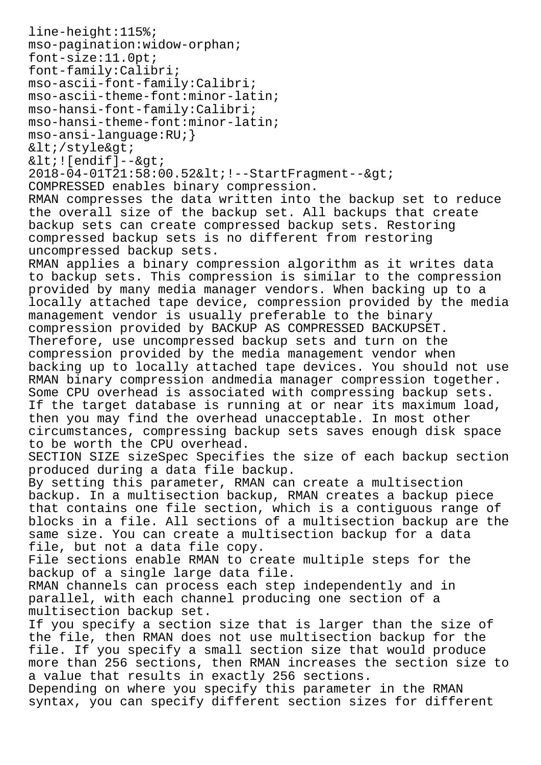line-height:115%;
mso-pagination:widow-orphan;
font-size:11.0pt;
font-family:Calibri;
mso-ascii-font-family:Calibri;
mso-ascii-theme-font:minor-latin;
mso-hansi-font-family:Calibri;
mso-hansi-theme-font:minor-latin;
mso-ansi-language:RU;}
&lt;/style&gt;
&lt;![endif]--&gt;
2018-04-01T21:58:00.52&lt;!--StartFragment--&gt;
COMPRESSED enables binary compression.
RMAN compresses the data written into the backup set to reduce the overall size of the backup set. All backups that create backup sets can create compressed backup sets. Restoring compressed backup sets is no different from restoring uncompressed backup sets.
RMAN applies a binary compression algorithm as it writes data to backup sets. This compression is similar to the compression provided by many media manager vendors. When backing up to a locally attached tape device, compression provided by the media management vendor is usually preferable to the binary compression provided by BACKUP AS COMPRESSED BACKUPSET. Therefore, use uncompressed backup sets and turn on the compression provided by the media management vendor when backing up to locally attached tape devices. You should not use RMAN binary compression andmedia manager compression together.
Some CPU overhead is associated with compressing backup sets. If the target database is running at or near its maximum load, then you may find the overhead unacceptable. In most other circumstances, compressing backup sets saves enough disk space to be worth the CPU overhead.
SECTION SIZE sizeSpec Specifies the size of each backup section produced during a data file backup.
By setting this parameter, RMAN can create a multisection backup. In a multisection backup, RMAN creates a backup piece that contains one file section, which is a contiguous range of blocks in a file. All sections of a multisection backup are the same size. You can create a multisection backup for a data file, but not a data file copy.
File sections enable RMAN to create multiple steps for the backup of a single large data file.
RMAN channels can process each step independently and in parallel, with each channel producing one section of a multisection backup set.
If you specify a section size that is larger than the size of the file, then RMAN does not use multisection backup for the file. If you specify a small section size that would produce more than 256 sections, then RMAN increases the section size to a value that results in exactly 256 sections.
Depending on where you specify this parameter in the RMAN syntax, you can specify different section sizes for different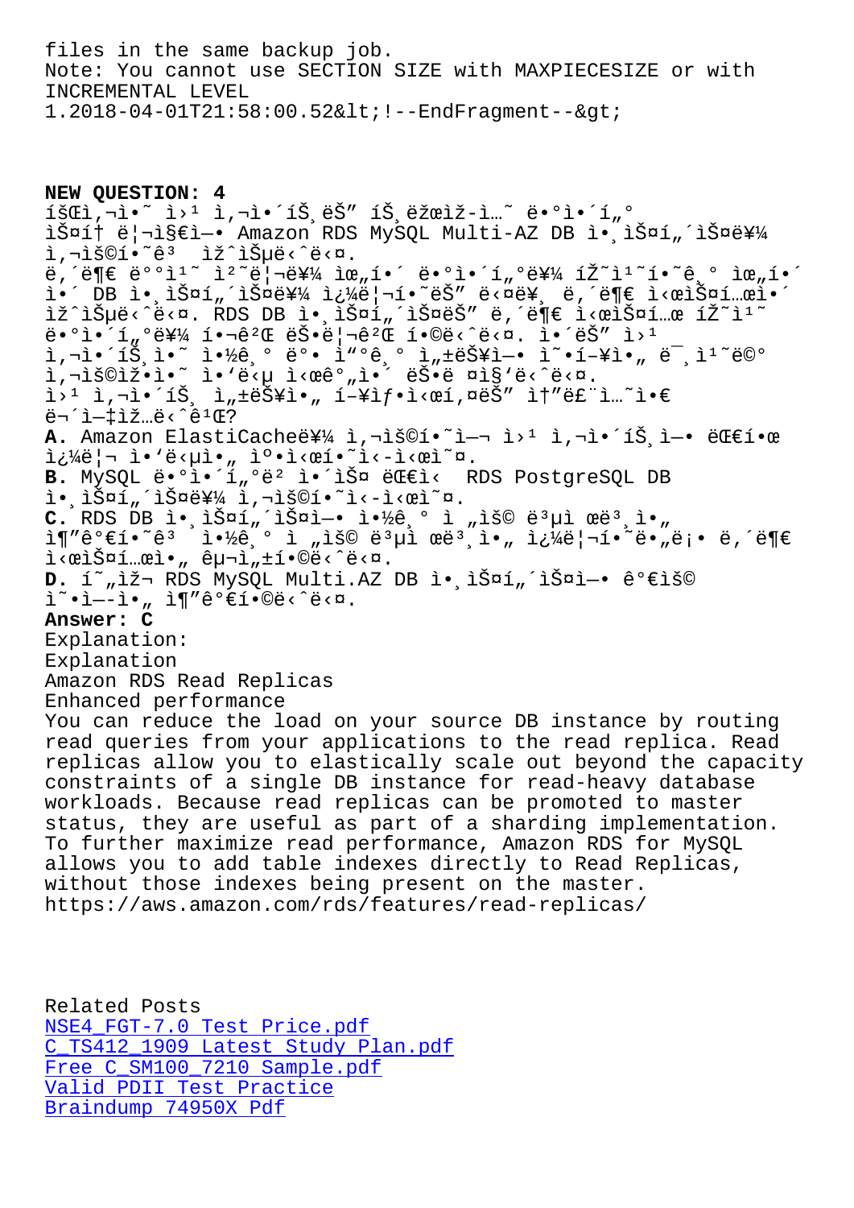files in the same backup job.
Note: You cannot use SECTION SIZE with MAXPIECESIZE or with INCREMENTAL LEVEL
1.2018-04-01T21:58:00.52&lt;!--EndFragment--&gt;

**NEW QUESTION: 4**

íšŒì,¬ì•˜ ì›¹ ì,¬ì•´íŠ¸ëŠ" íŠ¸ëžœìž­ì…˜ ë•°ì•´í"°
ìŠ¤í† ë¦¬ì§€ì—• Amazon RDS MySQL Multi-AZ DB ì•¸ìŠ¤í"´ìŠ¤ë¥¼
ì,¬ìš©í•˜ê³  ìž^ìŠµë‹^ë‹¤.
ë,´ë¶€ ë°°ì¹˜ ì²˜ë¦¬ë¥¼ ìœ"í•´ ë•°ì•´í"°ë¥¼ íŽ˜ì¹˜í•˜ê¸° ìœ"í•´
ì•´ DB ì•¸ìŠ¤í"´ìŠ¤ë¥¼ ì¿¼ë¦¬í•˜ëŠ" ë‹¤ë¥¸ ë,´ë¶€ ì‹œìŠ¤í…œì•´
ìž^ìŠµë‹ˆë‹¤. RDS DB ì•¸ìŠ¤í"´ìŠ¤ëŠ" ë,´ë¶€ ì‹œìŠ¤í…œ íŽ˜ì¹˜
ë•°ì•´í"°ë¥¼ í•¬ê²Œ ëŠ•ë¦¬ê²Œ í•©ë‹ˆë‹¤. ì•´ëŠ" ì›¹
ì,¬ì•´íŠ¸ì•˜ ì•½ê¸° ë°• ì"°ê¸° ì"±ëŠ¥ì—• ì˜•í–¥ì•" ë¯¸ì¹˜ë©°
ì,¬ìš©ìž•ì•˜ ì•'ë‹µ ì‹œê°"ì•´ ëŠ•ë ¤ì§'ë‹ˆë‹¤.
ì›¹ ì,¬ì•´íŠ¸ ì"±ëŠ¥ì•" í–¥ìƒ•ì‹œí,¤ëŠ" ì†"ë£¨ì…˜ì•€
ë¬´ì—‡ìž…ë‹ˆê¹Œ?

A. Amazon ElastiCacheë¥¼ ì,¬ìš©í•˜ì—¬ ì›¹ ì,¬ì•´íŠ¸ì—• ëŒ€í•œ ì¿¼ë¦¬ ì•'ë‹µì•" ìº•ì‹œí•˜ì‹ì‹œì˜¤.
B. MySQL ë•°ì•´í"°ë² ì•´ìŠ¤ ëŒ€ì‹  RDS PostgreSQL DB ì•¸ìŠ¤í"´ìŠ¤ë¥¼ ì,¬ìš©í•˜ì‹­ì‹œì˜¤.
C. RDS DB ì•¸ìŠ¤í"´ìŠ¤ì—• ì•½ê¸° ì "ìš© ë³µì œë³¸ì•" ì¶"ê°€í•˜ê³  ì•½ê¸° ì "ìš© ë³µì œë³¸ì•" ì¿¼ë¦¬í•˜ë•"ë¡• ë,´ë¶€ ì‹œìŠ¤í…œì•" êµ¬ì„±í•©ë‹ˆë‹¤.
D. í˜"ìž¬ RDS MySQL Multi.AZ DB ì•¸ìŠ¤í"´ìŠ¤ì—• ê°€ìš© ì˜•ì—­ì•" ì¶"ê°€í•©ë‹ˆë‹¤.

**Answer: C**

Explanation:
Explanation
Amazon RDS Read Replicas
Enhanced performance
You can reduce the load on your source DB instance by routing read queries from your applications to the read replica. Read replicas allow you to elastically scale out beyond the capacity constraints of a single DB instance for read-heavy database workloads. Because read replicas can be promoted to master status, they are useful as part of a sharding implementation.
To further maximize read performance, Amazon RDS for MySQL allows you to add table indexes directly to Read Replicas, without those indexes being present on the master.
https://aws.amazon.com/rds/features/read-replicas/

Related Posts
NSE4_FGT-7.0 Test Price.pdf
C_TS412_1909 Latest Study Plan.pdf
Free C_SM100_7210 Sample.pdf
Valid PDII Test Practice
Braindump 74950X Pdf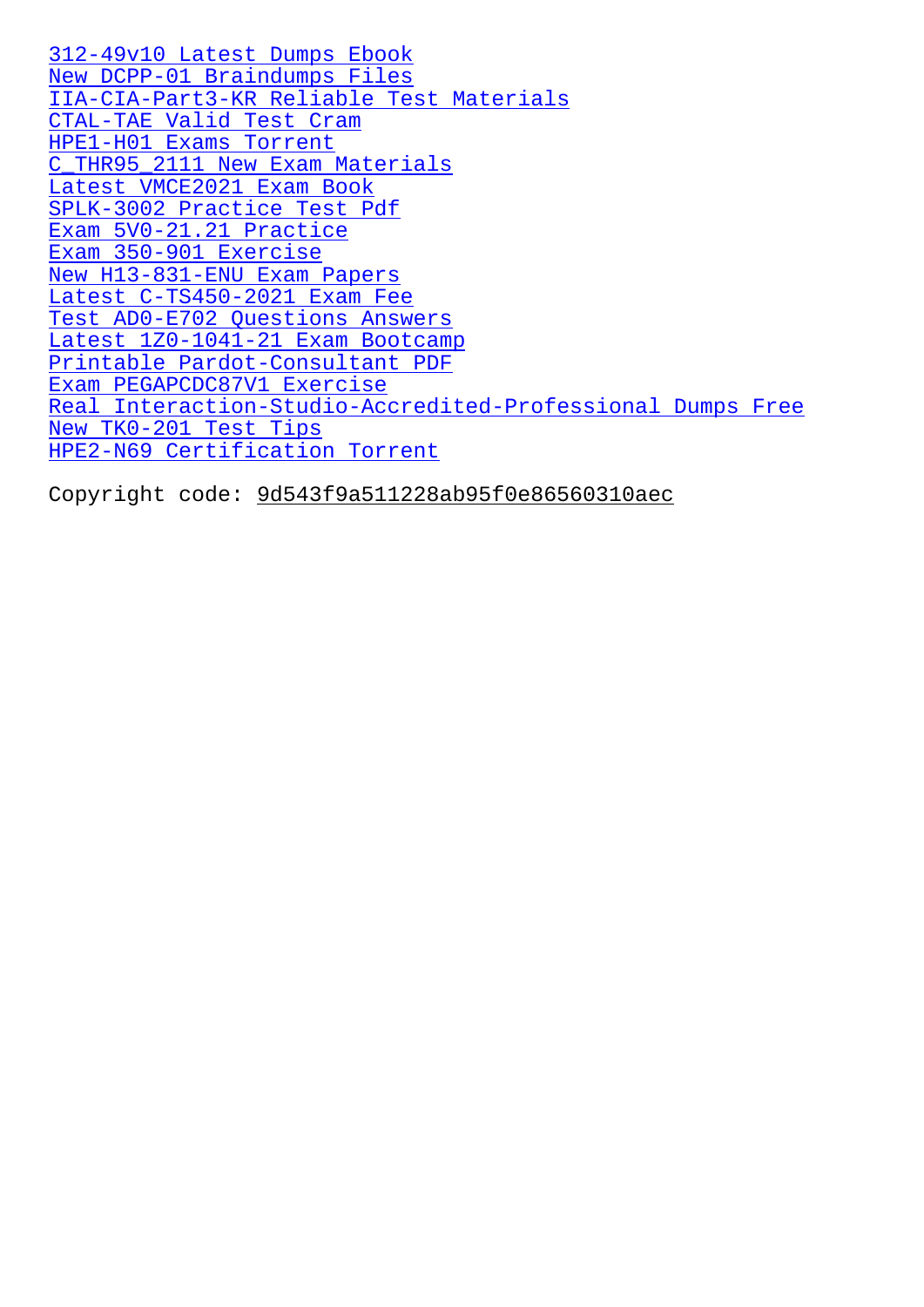312-49v10 Latest Dumps Ebook
New DCPP-01 Braindumps Files
IIA-CIA-Part3-KR Reliable Test Materials
CTAL-TAE Valid Test Cram
HPE1-H01 Exams Torrent
C_THR95_2111 New Exam Materials
Latest VMCE2021 Exam Book
SPLK-3002 Practice Test Pdf
Exam 5V0-21.21 Practice
Exam 350-901 Exercise
New H13-831-ENU Exam Papers
Latest C-TS450-2021 Exam Fee
Test AD0-E702 Questions Answers
Latest 1Z0-1041-21 Exam Bootcamp
Printable Pardot-Consultant PDF
Exam PEGAPCDC87V1 Exercise
Real Interaction-Studio-Accredited-Professional Dumps Free
New TK0-201 Test Tips
HPE2-N69 Certification Torrent

Copyright code: 9d543f9a511228ab95f0e86560310aec